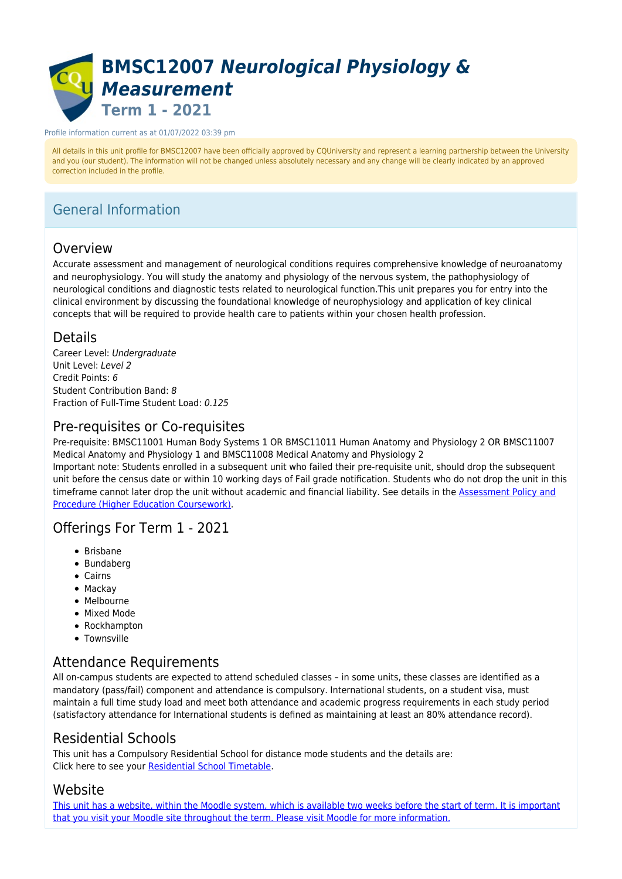# BMSC12007 *Neurological Physiology & Measurement*

## Term 1 - 2021

Profile information current as at 01/07/2022 03:39 pm

All details in this unit profile for BMSC12007 have been officially approved by CQUniversity and represent a learning partnership between the University and you (our student). The information will not be changed unless absolutely necessary and any change will be clearly indicated by an approved correction included in the profile.

## General Information

### Overview

Accurate assessment and management of neurological conditions requires comprehensive knowledge of neuroanatomy and neurophysiology. You will study the anatomy and physiology of the nervous system, the pathophysiology of neurological conditions and diagnostic tests related to neurological function.This unit prepares you for entry into the clinical environment by discussing the foundational knowledge of neurophysiology and application of key clinical concepts that will be required to provide health care to patients within your chosen health profession.

### Details

Career Level: *Undergraduate*
Unit Level: *Level 2*
Credit Points: *6*
Student Contribution Band: *8*
Fraction of Full-Time Student Load: *0.125*

### Pre-requisites or Co-requisites

Pre-requisite: BMSC11001 Human Body Systems 1 OR BMSC11011 Human Anatomy and Physiology 2 OR BMSC11007 Medical Anatomy and Physiology 1 and BMSC11008 Medical Anatomy and Physiology 2
Important note: Students enrolled in a subsequent unit who failed their pre-requisite unit, should drop the subsequent unit before the census date or within 10 working days of Fail grade notification. Students who do not drop the unit in this timeframe cannot later drop the unit without academic and financial liability. See details in the Assessment Policy and Procedure (Higher Education Coursework).

### Offerings For Term 1 - 2021

- Brisbane
- Bundaberg
- Cairns
- Mackay
- Melbourne
- Mixed Mode
- Rockhampton
- Townsville

### Attendance Requirements

All on-campus students are expected to attend scheduled classes – in some units, these classes are identified as a mandatory (pass/fail) component and attendance is compulsory. International students, on a student visa, must maintain a full time study load and meet both attendance and academic progress requirements in each study period (satisfactory attendance for International students is defined as maintaining at least an 80% attendance record).

### Residential Schools

This unit has a Compulsory Residential School for distance mode students and the details are:
Click here to see your Residential School Timetable.

### Website

This unit has a website, within the Moodle system, which is available two weeks before the start of term. It is important that you visit your Moodle site throughout the term. Please visit Moodle for more information.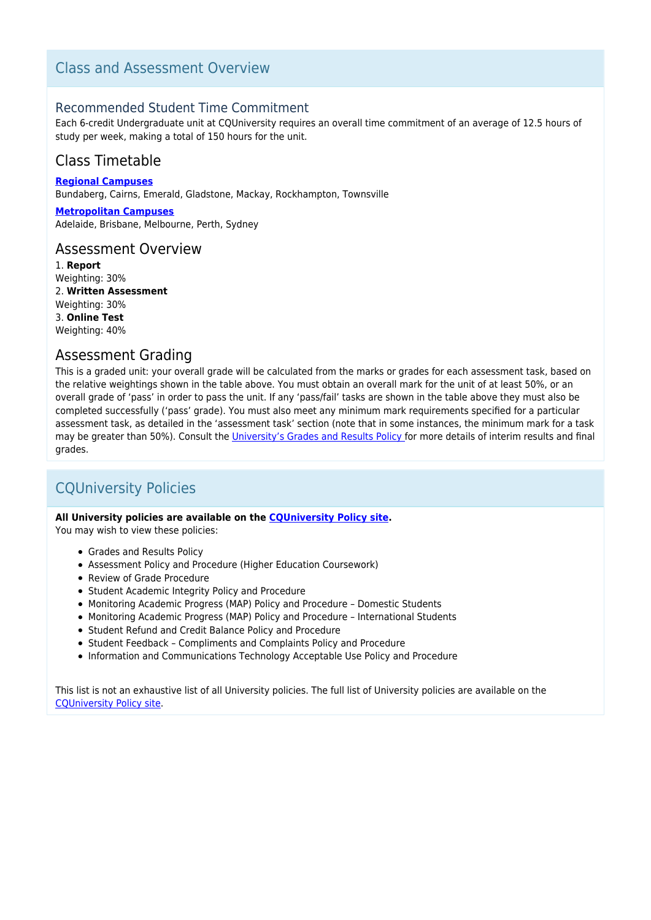## Class and Assessment Overview

### Recommended Student Time Commitment

Each 6-credit Undergraduate unit at CQUniversity requires an overall time commitment of an average of 12.5 hours of study per week, making a total of 150 hours for the unit.

### Class Timetable

**Regional Campuses**
Bundaberg, Cairns, Emerald, Gladstone, Mackay, Rockhampton, Townsville

**Metropolitan Campuses**
Adelaide, Brisbane, Melbourne, Perth, Sydney

### Assessment Overview

1. **Report**
Weighting: 30%
2. **Written Assessment**
Weighting: 30%
3. **Online Test**
Weighting: 40%

### Assessment Grading

This is a graded unit: your overall grade will be calculated from the marks or grades for each assessment task, based on the relative weightings shown in the table above. You must obtain an overall mark for the unit of at least 50%, or an overall grade of 'pass' in order to pass the unit. If any 'pass/fail' tasks are shown in the table above they must also be completed successfully ('pass' grade). You must also meet any minimum mark requirements specified for a particular assessment task, as detailed in the 'assessment task' section (note that in some instances, the minimum mark for a task may be greater than 50%). Consult the University's Grades and Results Policy for more details of interim results and final grades.

## CQUniversity Policies

**All University policies are available on the CQUniversity Policy site.**
You may wish to view these policies:

- Grades and Results Policy
- Assessment Policy and Procedure (Higher Education Coursework)
- Review of Grade Procedure
- Student Academic Integrity Policy and Procedure
- Monitoring Academic Progress (MAP) Policy and Procedure – Domestic Students
- Monitoring Academic Progress (MAP) Policy and Procedure – International Students
- Student Refund and Credit Balance Policy and Procedure
- Student Feedback – Compliments and Complaints Policy and Procedure
- Information and Communications Technology Acceptable Use Policy and Procedure

This list is not an exhaustive list of all University policies. The full list of University policies are available on the CQUniversity Policy site.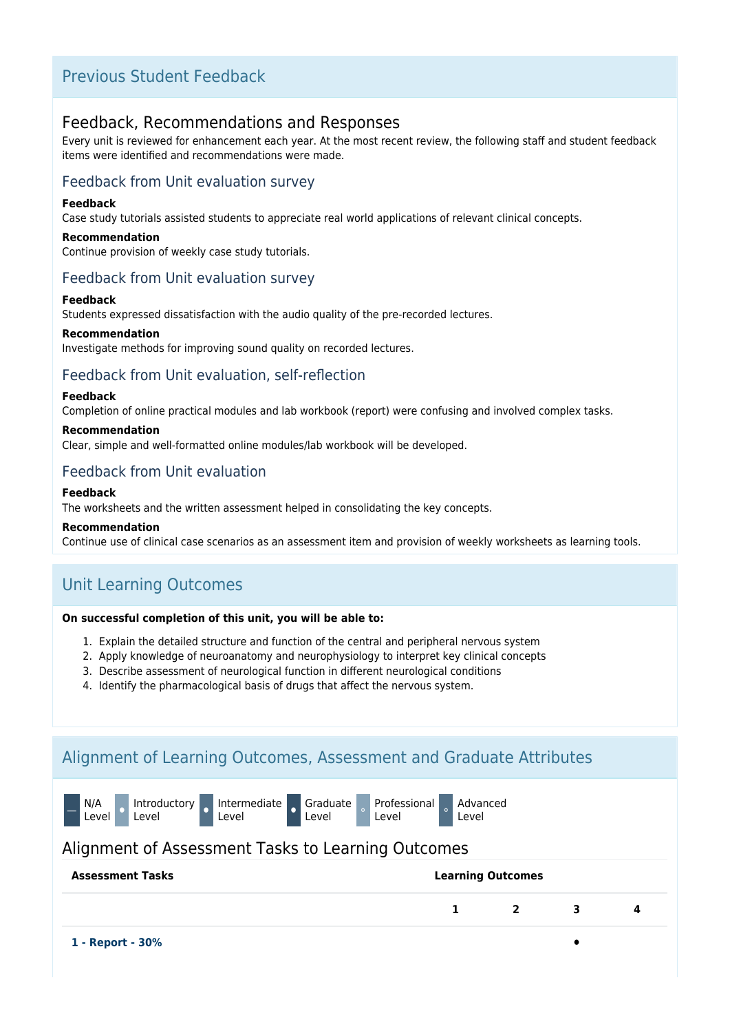## Previous Student Feedback

### Feedback, Recommendations and Responses

Every unit is reviewed for enhancement each year. At the most recent review, the following staff and student feedback items were identified and recommendations were made.

#### Feedback from Unit evaluation survey

**Feedback**

Case study tutorials assisted students to appreciate real world applications of relevant clinical concepts.

**Recommendation**

Continue provision of weekly case study tutorials.

#### Feedback from Unit evaluation survey

**Feedback**

Students expressed dissatisfaction with the audio quality of the pre-recorded lectures.

**Recommendation**

Investigate methods for improving sound quality on recorded lectures.

#### Feedback from Unit evaluation, self-reflection

**Feedback**

Completion of online practical modules and lab workbook (report) were confusing and involved complex tasks.

**Recommendation**

Clear, simple and well-formatted online modules/lab workbook will be developed.

#### Feedback from Unit evaluation

**Feedback**

The worksheets and the written assessment helped in consolidating the key concepts.

**Recommendation**

Continue use of clinical case scenarios as an assessment item and provision of weekly worksheets as learning tools.

## Unit Learning Outcomes

**On successful completion of this unit, you will be able to:**

1. Explain the detailed structure and function of the central and peripheral nervous system
2. Apply knowledge of neuroanatomy and neurophysiology to interpret key clinical concepts
3. Describe assessment of neurological function in different neurological conditions
4. Identify the pharmacological basis of drugs that affect the nervous system.

## Alignment of Learning Outcomes, Assessment and Graduate Attributes

— N/A Level • Introductory Level • Intermediate Level • Graduate Level ◦ Professional Level ◦ Advanced Level

### Alignment of Assessment Tasks to Learning Outcomes

| Assessment Tasks | Learning Outcomes | | | |
|---|---|---|---|---|
| | 1 | 2 | 3 | 4 |
| **1 - Report - 30%** | | | • | |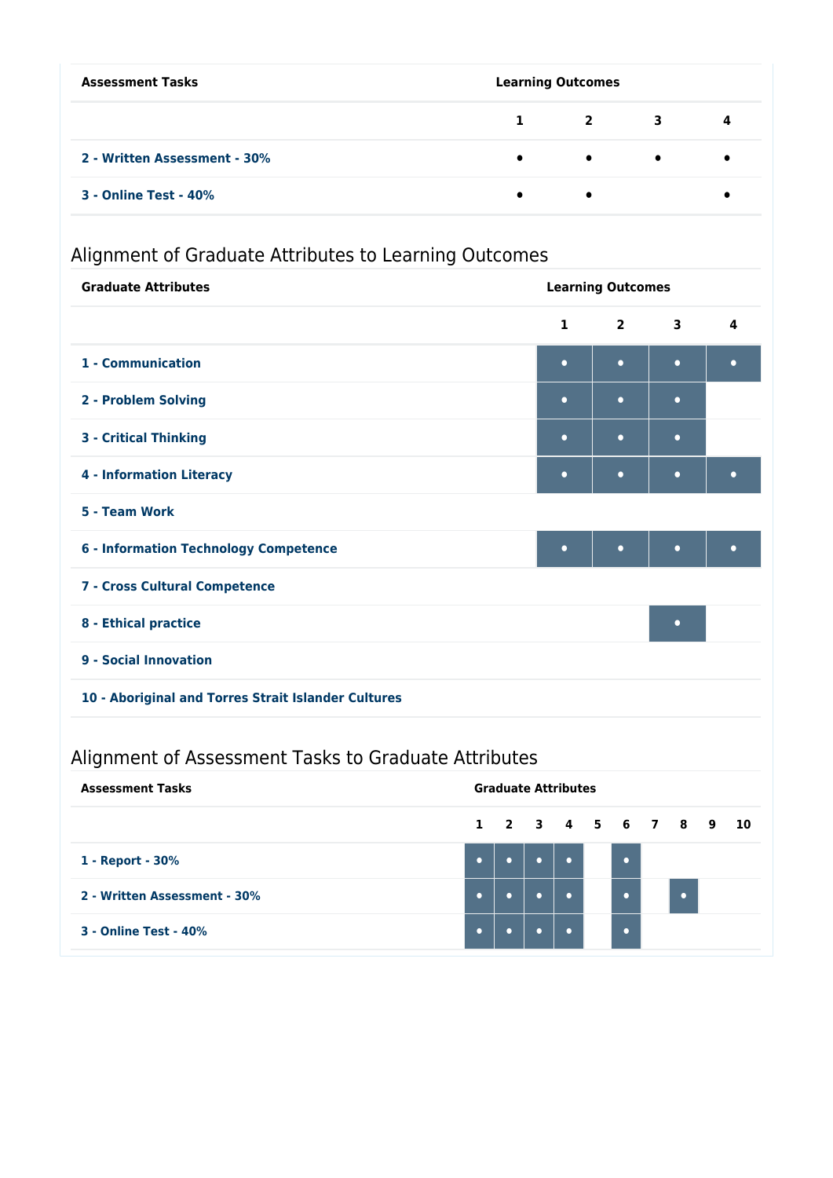| Assessment Tasks | Learning Outcomes | | | |
|---|---|---|---|---|
| | 1 | 2 | 3 | 4 |
| 2 - Written Assessment - 30% | • | • | • | • |
| 3 - Online Test - 40% | • | • | | • |

## Alignment of Graduate Attributes to Learning Outcomes

| Graduate Attributes | Learning Outcomes | | | |
|---|---|---|---|---|
| | 1 | 2 | 3 | 4 |
| 1 - Communication | • | • | • | • |
| 2 - Problem Solving | • | • | • | |
| 3 - Critical Thinking | • | • | • | |
| 4 - Information Literacy | • | • | • | • |
| 5 - Team Work | | | | |
| 6 - Information Technology Competence | • | • | • | • |
| 7 - Cross Cultural Competence | | | | |
| 8 - Ethical practice | | | • | |
| 9 - Social Innovation | | | | |
| 10 - Aboriginal and Torres Strait Islander Cultures | | | | |

## Alignment of Assessment Tasks to Graduate Attributes

| Assessment Tasks | Graduate Attributes | | | | | | | | | |
|---|---|---|---|---|---|---|---|---|---|---|
| | 1 | 2 | 3 | 4 | 5 | 6 | 7 | 8 | 9 | 10 |
| 1 - Report - 30% | • | • | • | • | | • | | | | |
| 2 - Written Assessment - 30% | • | • | • | • | | • | | • | | |
| 3 - Online Test - 40% | • | • | • | • | | • | | | | |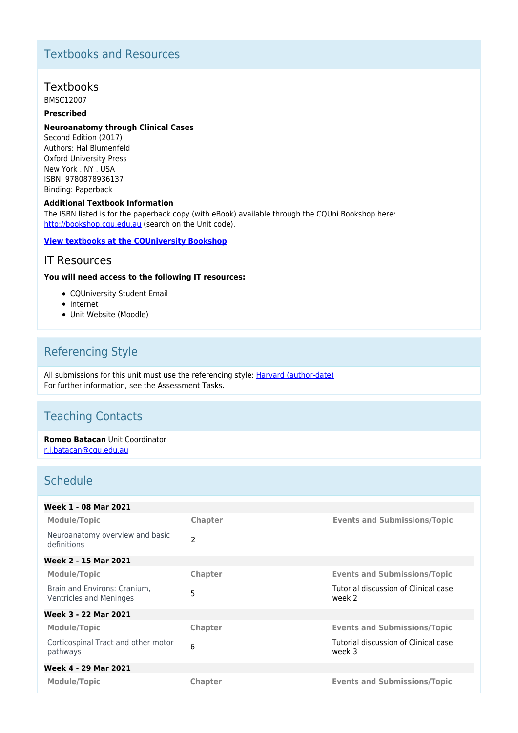## Textbooks and Resources

### Textbooks

BMSC12007

**Prescribed**

**Neuroanatomy through Clinical Cases**
Second Edition (2017)
Authors: Hal Blumenfeld
Oxford University Press
New York , NY , USA
ISBN: 9780878936137
Binding: Paperback

**Additional Textbook Information**
The ISBN listed is for the paperback copy (with eBook) available through the CQUni Bookshop here: http://bookshop.cqu.edu.au (search on the Unit code).

**View textbooks at the CQUniversity Bookshop**

### IT Resources

**You will need access to the following IT resources:**

- CQUniversity Student Email
- Internet
- Unit Website (Moodle)

## Referencing Style

All submissions for this unit must use the referencing style: Harvard (author-date)
For further information, see the Assessment Tasks.

## Teaching Contacts

**Romeo Batacan** Unit Coordinator
r.j.batacan@cqu.edu.au

## Schedule

**Week 1 - 08 Mar 2021**

| Module/Topic | Chapter | Events and Submissions/Topic |
|---|---|---|
| Neuroanatomy overview and basic definitions | 2 | |

**Week 2 - 15 Mar 2021**

| Module/Topic | Chapter | Events and Submissions/Topic |
|---|---|---|
| Brain and Environs: Cranium, Ventricles and Meninges | 5 | Tutorial discussion of Clinical case week 2 |

**Week 3 - 22 Mar 2021**

| Module/Topic | Chapter | Events and Submissions/Topic |
|---|---|---|
| Corticospinal Tract and other motor pathways | 6 | Tutorial discussion of Clinical case week 3 |

**Week 4 - 29 Mar 2021**

| Module/Topic | Chapter | Events and Submissions/Topic |
|---|---|---|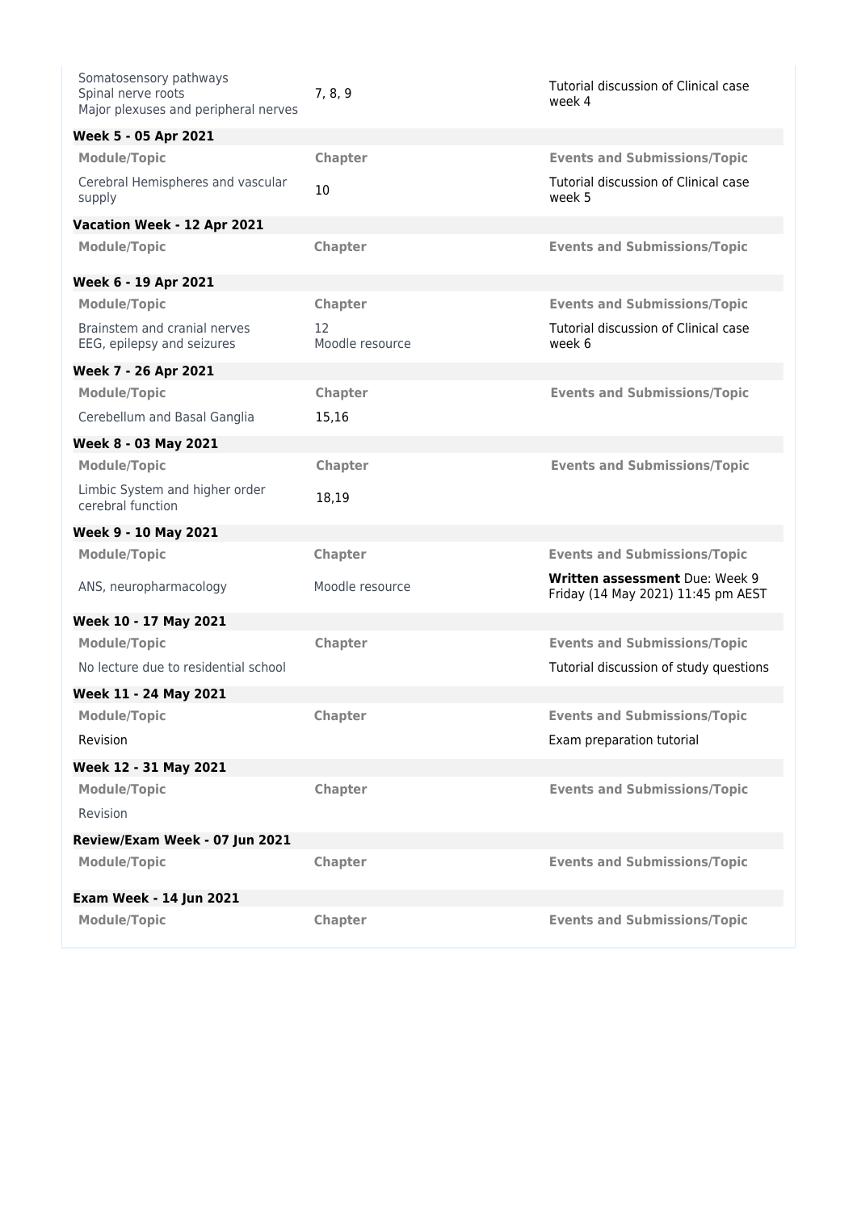| Module/Topic | Chapter | Events and Submissions/Topic |
|---|---|---|
| Somatosensory pathways<br>Spinal nerve roots<br>Major plexuses and peripheral nerves | 7, 8, 9 | Tutorial discussion of Clinical case week 4 |

**Week 5 - 05 Apr 2021**

| Module/Topic | Chapter | Events and Submissions/Topic |
|---|---|---|
| Cerebral Hemispheres and vascular supply | 10 | Tutorial discussion of Clinical case week 5 |

**Vacation Week - 12 Apr 2021**

| Module/Topic | Chapter | Events and Submissions/Topic |
|---|---|---|

**Week 6 - 19 Apr 2021**

| Module/Topic | Chapter | Events and Submissions/Topic |
|---|---|---|
| Brainstem and cranial nerves<br>EEG, epilepsy and seizures | 12<br>Moodle resource | Tutorial discussion of Clinical case week 6 |

**Week 7 - 26 Apr 2021**

| Module/Topic | Chapter | Events and Submissions/Topic |
|---|---|---|
| Cerebellum and Basal Ganglia | 15,16 | |

**Week 8 - 03 May 2021**

| Module/Topic | Chapter | Events and Submissions/Topic |
|---|---|---|
| Limbic System and higher order cerebral function | 18,19 | |

**Week 9 - 10 May 2021**

| Module/Topic | Chapter | Events and Submissions/Topic |
|---|---|---|
| ANS, neuropharmacology | Moodle resource | **Written assessment** Due: Week 9 Friday (14 May 2021) 11:45 pm AEST |

**Week 10 - 17 May 2021**

| Module/Topic | Chapter | Events and Submissions/Topic |
|---|---|---|
| No lecture due to residential school | | Tutorial discussion of study questions |

**Week 11 - 24 May 2021**

| Module/Topic | Chapter | Events and Submissions/Topic |
|---|---|---|
| Revision | | Exam preparation tutorial |

**Week 12 - 31 May 2021**

| Module/Topic | Chapter | Events and Submissions/Topic |
|---|---|---|
| Revision | | |

**Review/Exam Week - 07 Jun 2021**

| Module/Topic | Chapter | Events and Submissions/Topic |
|---|---|---|

**Exam Week - 14 Jun 2021**

| Module/Topic | Chapter | Events and Submissions/Topic |
|---|---|---|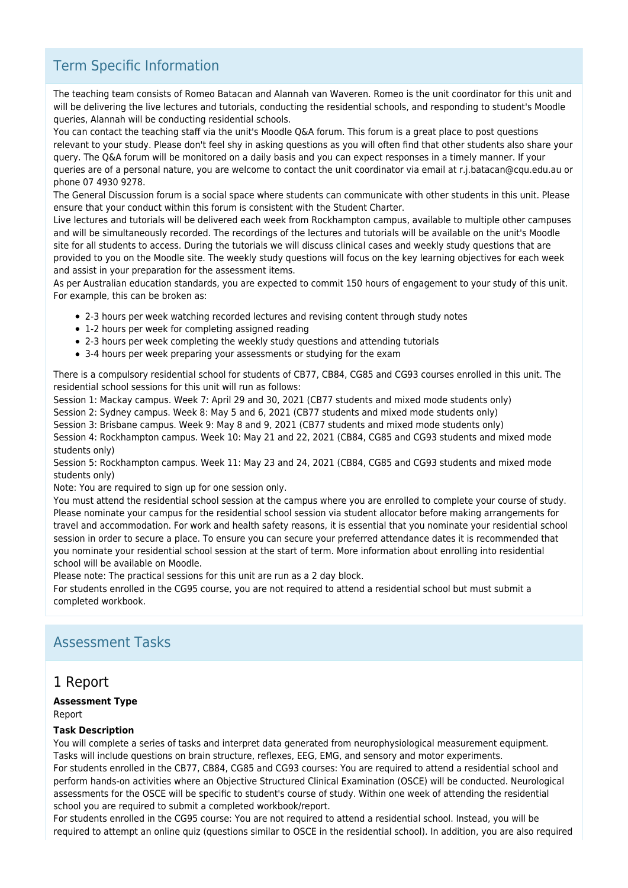## Term Specific Information

The teaching team consists of Romeo Batacan and Alannah van Waveren. Romeo is the unit coordinator for this unit and will be delivering the live lectures and tutorials, conducting the residential schools, and responding to student's Moodle queries, Alannah will be conducting residential schools.

You can contact the teaching staff via the unit's Moodle Q&A forum. This forum is a great place to post questions relevant to your study. Please don't feel shy in asking questions as you will often find that other students also share your query. The Q&A forum will be monitored on a daily basis and you can expect responses in a timely manner. If your queries are of a personal nature, you are welcome to contact the unit coordinator via email at r.j.batacan@cqu.edu.au or phone 07 4930 9278.

The General Discussion forum is a social space where students can communicate with other students in this unit. Please ensure that your conduct within this forum is consistent with the Student Charter.

Live lectures and tutorials will be delivered each week from Rockhampton campus, available to multiple other campuses and will be simultaneously recorded. The recordings of the lectures and tutorials will be available on the unit's Moodle site for all students to access. During the tutorials we will discuss clinical cases and weekly study questions that are provided to you on the Moodle site. The weekly study questions will focus on the key learning objectives for each week and assist in your preparation for the assessment items.

As per Australian education standards, you are expected to commit 150 hours of engagement to your study of this unit. For example, this can be broken as:

- 2-3 hours per week watching recorded lectures and revising content through study notes
- 1-2 hours per week for completing assigned reading
- 2-3 hours per week completing the weekly study questions and attending tutorials
- 3-4 hours per week preparing your assessments or studying for the exam

There is a compulsory residential school for students of CB77, CB84, CG85 and CG93 courses enrolled in this unit. The residential school sessions for this unit will run as follows:

Session 1: Mackay campus. Week 7: April 29 and 30, 2021 (CB77 students and mixed mode students only)

Session 2: Sydney campus. Week 8: May 5 and 6, 2021 (CB77 students and mixed mode students only)

Session 3: Brisbane campus. Week 9: May 8 and 9, 2021 (CB77 students and mixed mode students only)

Session 4: Rockhampton campus. Week 10: May 21 and 22, 2021 (CB84, CG85 and CG93 students and mixed mode students only)

Session 5: Rockhampton campus. Week 11: May 23 and 24, 2021 (CB84, CG85 and CG93 students and mixed mode students only)

Note: You are required to sign up for one session only.

You must attend the residential school session at the campus where you are enrolled to complete your course of study. Please nominate your campus for the residential school session via student allocator before making arrangements for travel and accommodation. For work and health safety reasons, it is essential that you nominate your residential school session in order to secure a place. To ensure you can secure your preferred attendance dates it is recommended that you nominate your residential school session at the start of term. More information about enrolling into residential school will be available on Moodle.

Please note: The practical sessions for this unit are run as a 2 day block.

For students enrolled in the CG95 course, you are not required to attend a residential school but must submit a completed workbook.

## Assessment Tasks

### 1 Report

**Assessment Type**

Report

**Task Description**

You will complete a series of tasks and interpret data generated from neurophysiological measurement equipment. Tasks will include questions on brain structure, reflexes, EEG, EMG, and sensory and motor experiments.

For students enrolled in the CB77, CB84, CG85 and CG93 courses: You are required to attend a residential school and perform hands-on activities where an Objective Structured Clinical Examination (OSCE) will be conducted. Neurological assessments for the OSCE will be specific to student's course of study. Within one week of attending the residential school you are required to submit a completed workbook/report.

For students enrolled in the CG95 course: You are not required to attend a residential school. Instead, you will be required to attempt an online quiz (questions similar to OSCE in the residential school). In addition, you are also required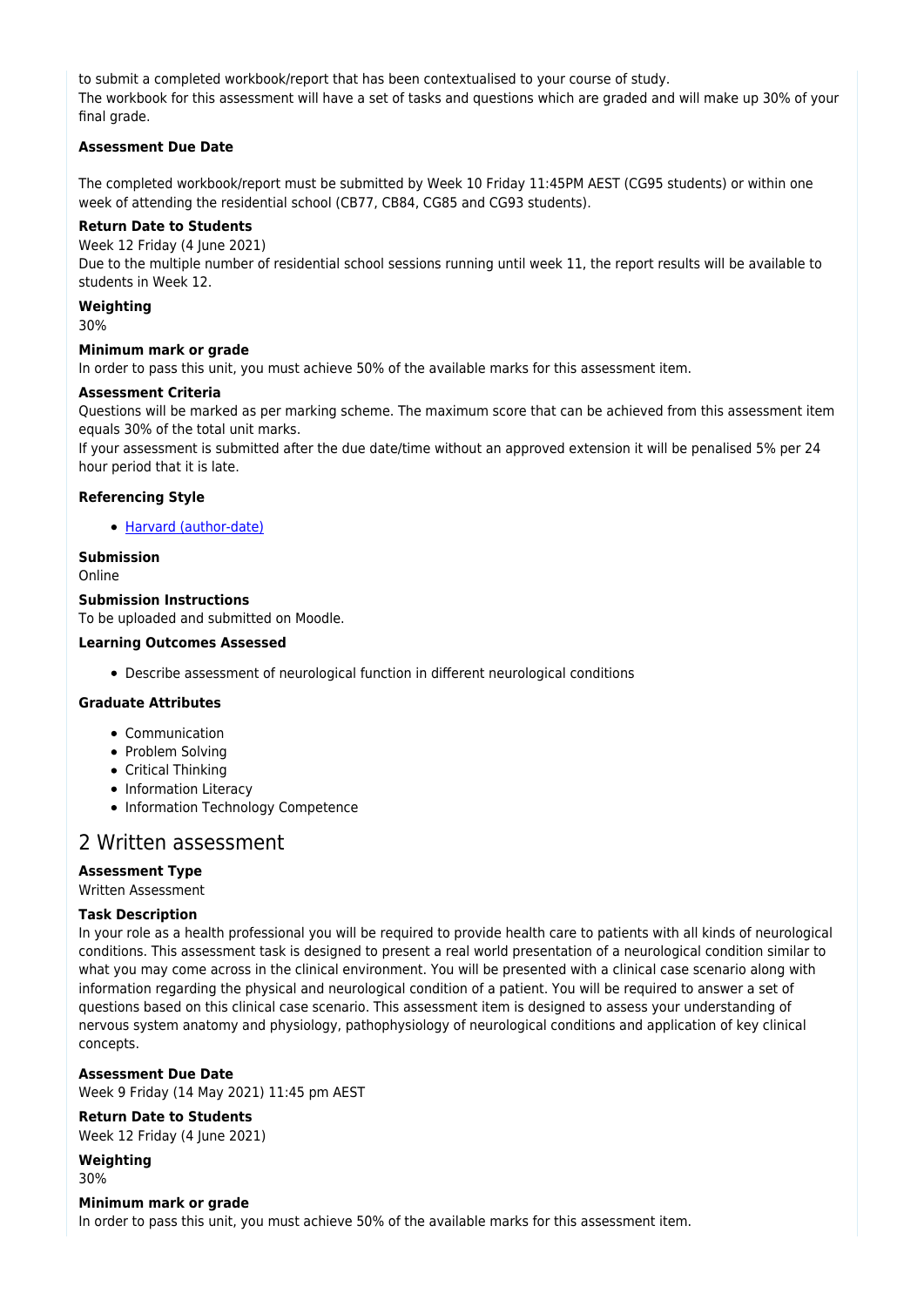to submit a completed workbook/report that has been contextualised to your course of study.
The workbook for this assessment will have a set of tasks and questions which are graded and will make up 30% of your final grade.

**Assessment Due Date**

The completed workbook/report must be submitted by Week 10 Friday 11:45PM AEST (CG95 students) or within one week of attending the residential school (CB77, CB84, CG85 and CG93 students).

**Return Date to Students**

Week 12 Friday (4 June 2021)
Due to the multiple number of residential school sessions running until week 11, the report results will be available to students in Week 12.

**Weighting**

30%

**Minimum mark or grade**

In order to pass this unit, you must achieve 50% of the available marks for this assessment item.

**Assessment Criteria**

Questions will be marked as per marking scheme. The maximum score that can be achieved from this assessment item equals 30% of the total unit marks.
If your assessment is submitted after the due date/time without an approved extension it will be penalised 5% per 24 hour period that it is late.

**Referencing Style**

- Harvard (author-date)

**Submission**

Online

**Submission Instructions**

To be uploaded and submitted on Moodle.

**Learning Outcomes Assessed**

- Describe assessment of neurological function in different neurological conditions

**Graduate Attributes**

- Communication
- Problem Solving
- Critical Thinking
- Information Literacy
- Information Technology Competence

## 2 Written assessment

**Assessment Type**

Written Assessment

**Task Description**

In your role as a health professional you will be required to provide health care to patients with all kinds of neurological conditions. This assessment task is designed to present a real world presentation of a neurological condition similar to what you may come across in the clinical environment. You will be presented with a clinical case scenario along with information regarding the physical and neurological condition of a patient. You will be required to answer a set of questions based on this clinical case scenario. This assessment item is designed to assess your understanding of nervous system anatomy and physiology, pathophysiology of neurological conditions and application of key clinical concepts.

**Assessment Due Date**

Week 9 Friday (14 May 2021) 11:45 pm AEST

**Return Date to Students**

Week 12 Friday (4 June 2021)

**Weighting**

30%

**Minimum mark or grade**

In order to pass this unit, you must achieve 50% of the available marks for this assessment item.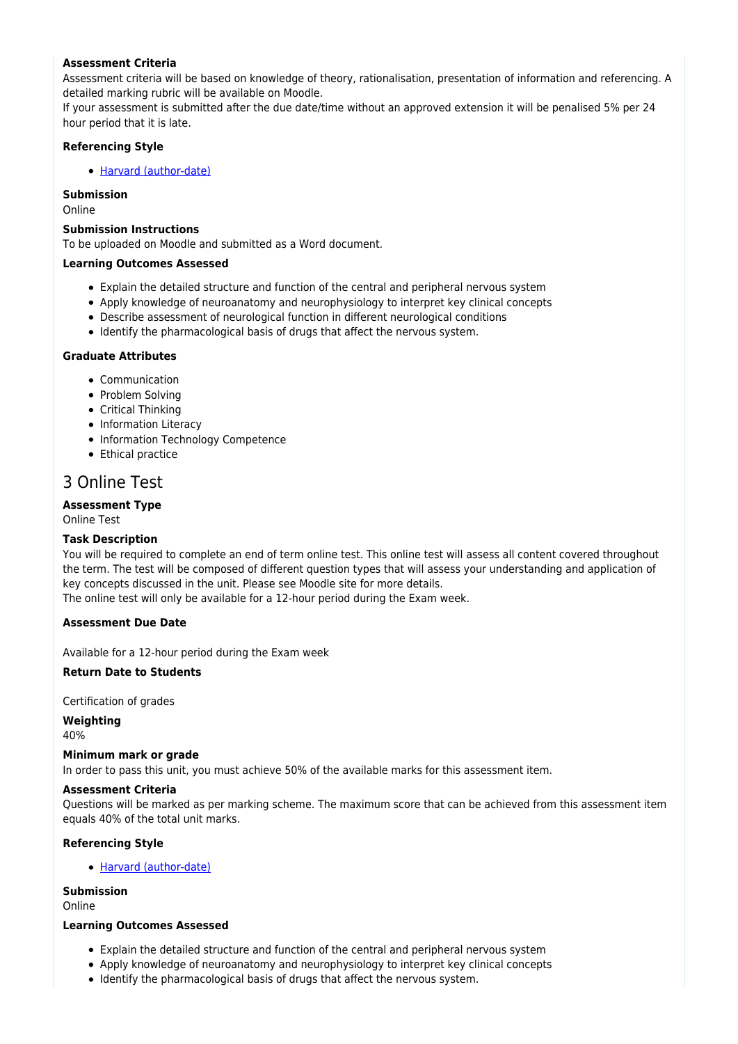**Assessment Criteria**

Assessment criteria will be based on knowledge of theory, rationalisation, presentation of information and referencing. A detailed marking rubric will be available on Moodle.

If your assessment is submitted after the due date/time without an approved extension it will be penalised 5% per 24 hour period that it is late.

**Referencing Style**

- Harvard (author-date)

**Submission**

Online

**Submission Instructions**

To be uploaded on Moodle and submitted as a Word document.

**Learning Outcomes Assessed**

- Explain the detailed structure and function of the central and peripheral nervous system
- Apply knowledge of neuroanatomy and neurophysiology to interpret key clinical concepts
- Describe assessment of neurological function in different neurological conditions
- Identify the pharmacological basis of drugs that affect the nervous system.

**Graduate Attributes**

- Communication
- Problem Solving
- Critical Thinking
- Information Literacy
- Information Technology Competence
- Ethical practice

## 3 Online Test

**Assessment Type**

Online Test

**Task Description**

You will be required to complete an end of term online test. This online test will assess all content covered throughout the term. The test will be composed of different question types that will assess your understanding and application of key concepts discussed in the unit. Please see Moodle site for more details.

The online test will only be available for a 12-hour period during the Exam week.

**Assessment Due Date**

Available for a 12-hour period during the Exam week

**Return Date to Students**

Certification of grades

**Weighting**

40%

**Minimum mark or grade**

In order to pass this unit, you must achieve 50% of the available marks for this assessment item.

**Assessment Criteria**

Questions will be marked as per marking scheme. The maximum score that can be achieved from this assessment item equals 40% of the total unit marks.

**Referencing Style**

- Harvard (author-date)

**Submission**

Online

**Learning Outcomes Assessed**

- Explain the detailed structure and function of the central and peripheral nervous system
- Apply knowledge of neuroanatomy and neurophysiology to interpret key clinical concepts
- Identify the pharmacological basis of drugs that affect the nervous system.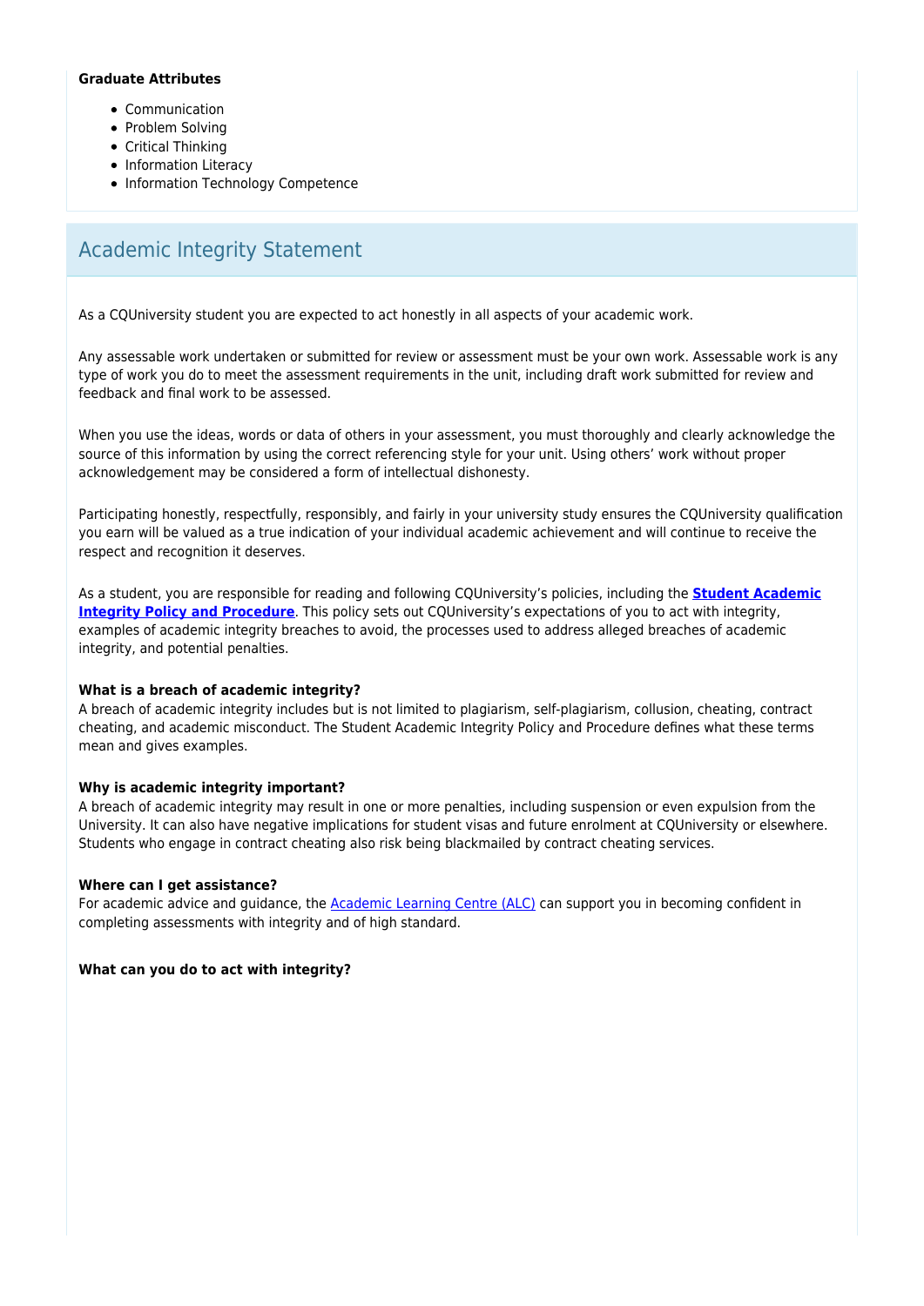**Graduate Attributes**

- Communication
- Problem Solving
- Critical Thinking
- Information Literacy
- Information Technology Competence

## Academic Integrity Statement

As a CQUniversity student you are expected to act honestly in all aspects of your academic work.

Any assessable work undertaken or submitted for review or assessment must be your own work. Assessable work is any type of work you do to meet the assessment requirements in the unit, including draft work submitted for review and feedback and final work to be assessed.

When you use the ideas, words or data of others in your assessment, you must thoroughly and clearly acknowledge the source of this information by using the correct referencing style for your unit. Using others' work without proper acknowledgement may be considered a form of intellectual dishonesty.

Participating honestly, respectfully, responsibly, and fairly in your university study ensures the CQUniversity qualification you earn will be valued as a true indication of your individual academic achievement and will continue to receive the respect and recognition it deserves.

As a student, you are responsible for reading and following CQUniversity's policies, including the **Student Academic Integrity Policy and Procedure**. This policy sets out CQUniversity's expectations of you to act with integrity, examples of academic integrity breaches to avoid, the processes used to address alleged breaches of academic integrity, and potential penalties.

**What is a breach of academic integrity?**
A breach of academic integrity includes but is not limited to plagiarism, self-plagiarism, collusion, cheating, contract cheating, and academic misconduct. The Student Academic Integrity Policy and Procedure defines what these terms mean and gives examples.

**Why is academic integrity important?**
A breach of academic integrity may result in one or more penalties, including suspension or even expulsion from the University. It can also have negative implications for student visas and future enrolment at CQUniversity or elsewhere. Students who engage in contract cheating also risk being blackmailed by contract cheating services.

**Where can I get assistance?**
For academic advice and guidance, the Academic Learning Centre (ALC) can support you in becoming confident in completing assessments with integrity and of high standard.

**What can you do to act with integrity?**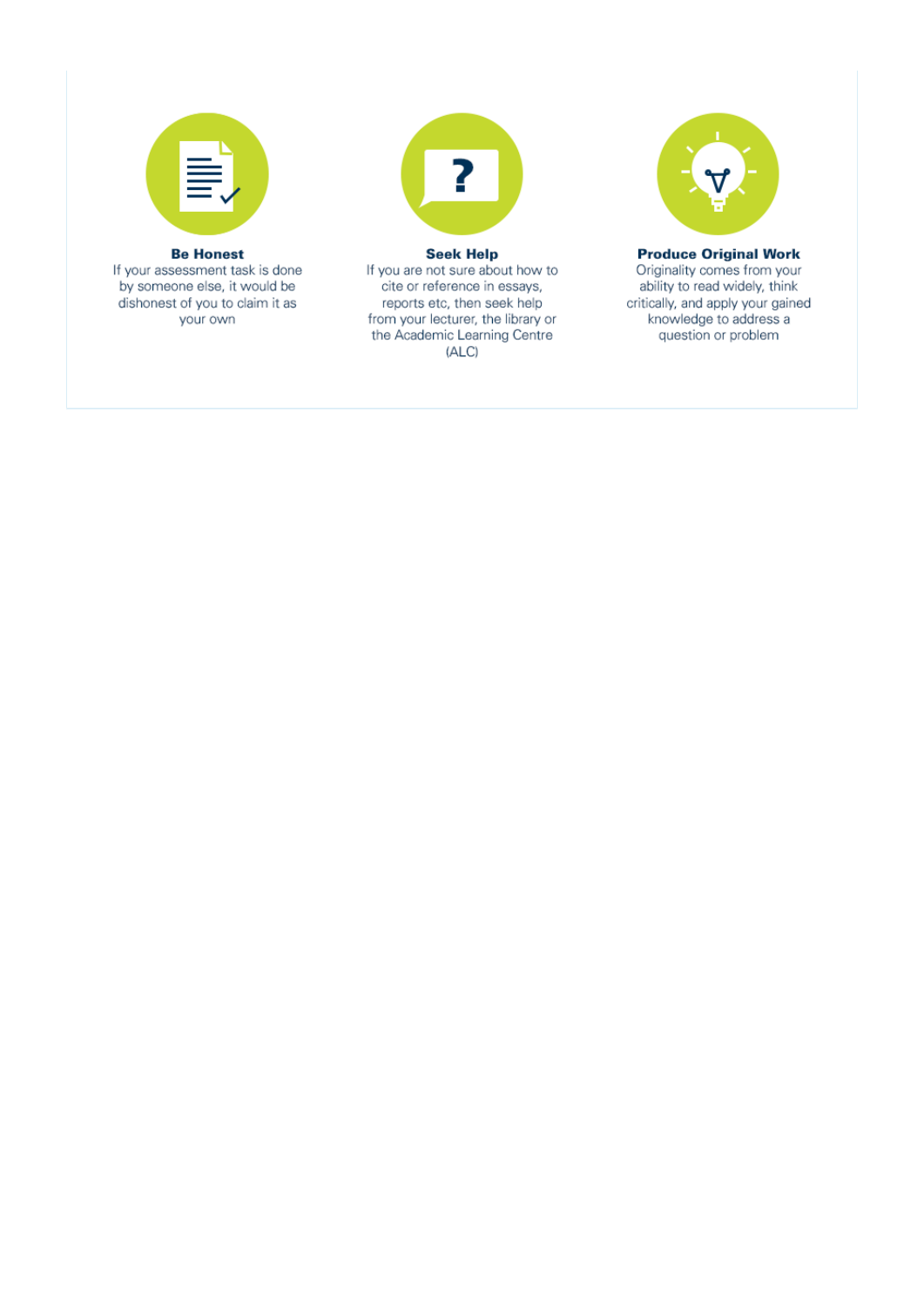**Be Honest**
If your assessment task is done by someone else, it would be dishonest of you to claim it as your own

**Seek Help**
If you are not sure about how to cite or reference in essays, reports etc, then seek help from your lecturer, the library or the Academic Learning Centre (ALC)

**Produce Original Work**
Originality comes from your ability to read widely, think critically, and apply your gained knowledge to address a question or problem